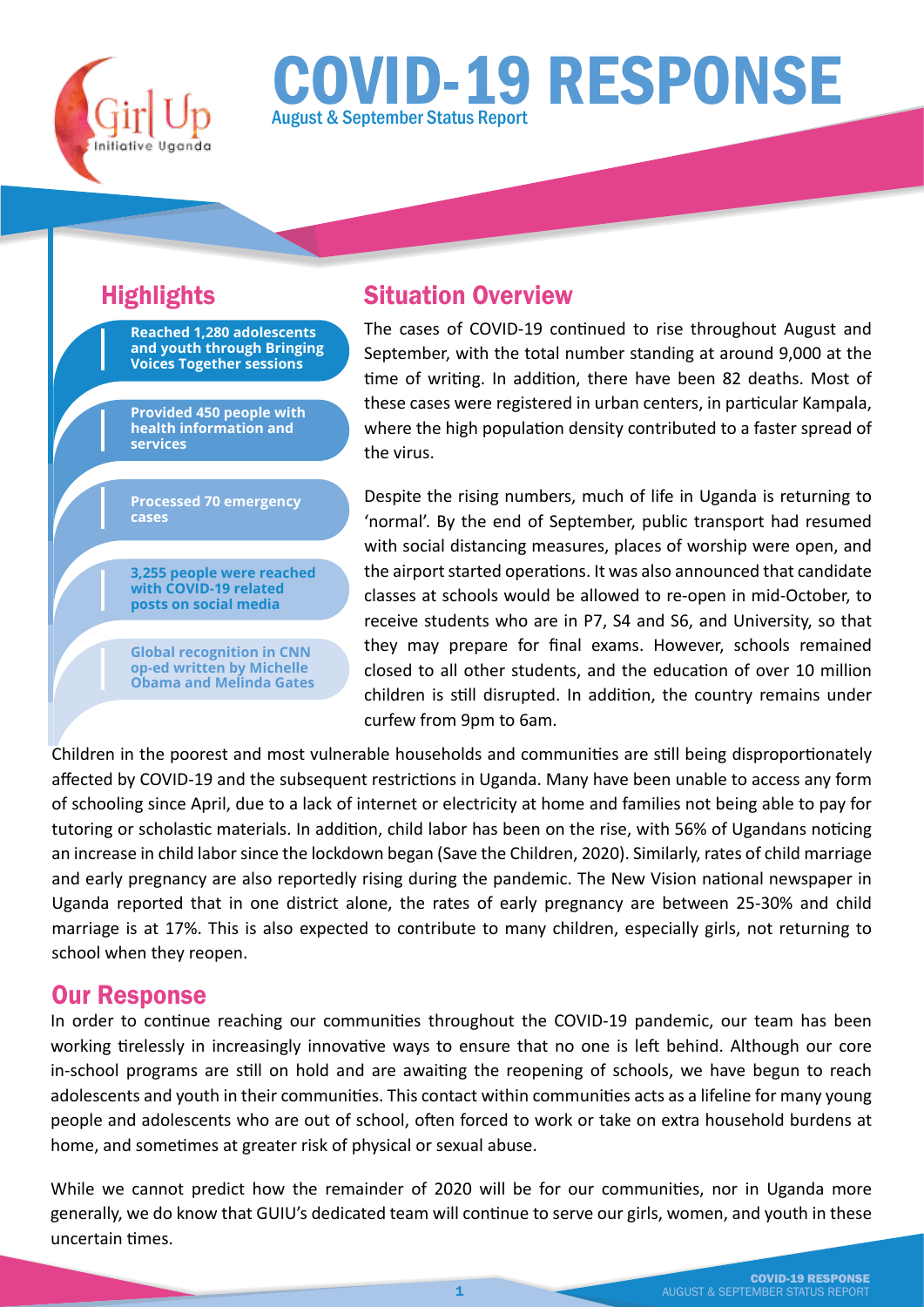# COVID-19 RESPONSE

August & September Status Report

## Highlights

- **Reached 1,280 adolescents and youth through Bringing Voices Together sessions**
- **Provided 450 people with health information and services**
- **Processed 70 emergency cases**
- **3,255 people were reached with COVID-19 related posts on social media**
- **Global recognition in CNN op-ed written by Michelle Obama and Melinda Gates**

## Situation Overview

The cases of COVID-19 continued to rise throughout August and September, with the total number standing at around 9,000 at the time of writing. In addition, there have been 82 deaths. Most of these cases were registered in urban centers, in particular Kampala, where the high population density contributed to a faster spread of the virus.

Despite the rising numbers, much of life in Uganda is returning to 'normal'. By the end of September, public transport had resumed with social distancing measures, places of worship were open, and the airport started operations. It was also announced that candidate classes at schools would be allowed to re-open in mid-October, to receive students who are in P7, S4 and S6, and University, so that they may prepare for final exams. However, schools remained closed to all other students, and the education of over 10 million children is still disrupted. In addition, the country remains under curfew from 9pm to 6am.

Children in the poorest and most vulnerable households and communities are still being disproportionately affected by COVID-19 and the subsequent restrictions in Uganda. Many have been unable to access any form of schooling since April, due to a lack of internet or electricity at home and families not being able to pay for tutoring or scholastic materials. In addition, child labor has been on the rise, with 56% of Ugandans noticing an increase in child labor since the lockdown began (Save the Children, 2020). Similarly, rates of child marriage and early pregnancy are also reportedly rising during the pandemic. The New Vision national newspaper in Uganda reported that in one district alone, the rates of early pregnancy are between 25-30% and child marriage is at 17%. This is also expected to contribute to many children, especially girls, not returning to school when they reopen.

## Our Response

In order to continue reaching our communities throughout the COVID-19 pandemic, our team has been working tirelessly in increasingly innovative ways to ensure that no one is left behind. Although our core in-school programs are still on hold and are awaiting the reopening of schools, we have begun to reach adolescents and youth in their communities. This contact within communities acts as a lifeline for many young people and adolescents who are out of school, often forced to work or take on extra household burdens at home, and sometimes at greater risk of physical or sexual abuse.

While we cannot predict how the remainder of 2020 will be for our communities, nor in Uganda more generally, we do know that GUIU's dedicated team will continue to serve our girls, women, and youth in these uncertain times.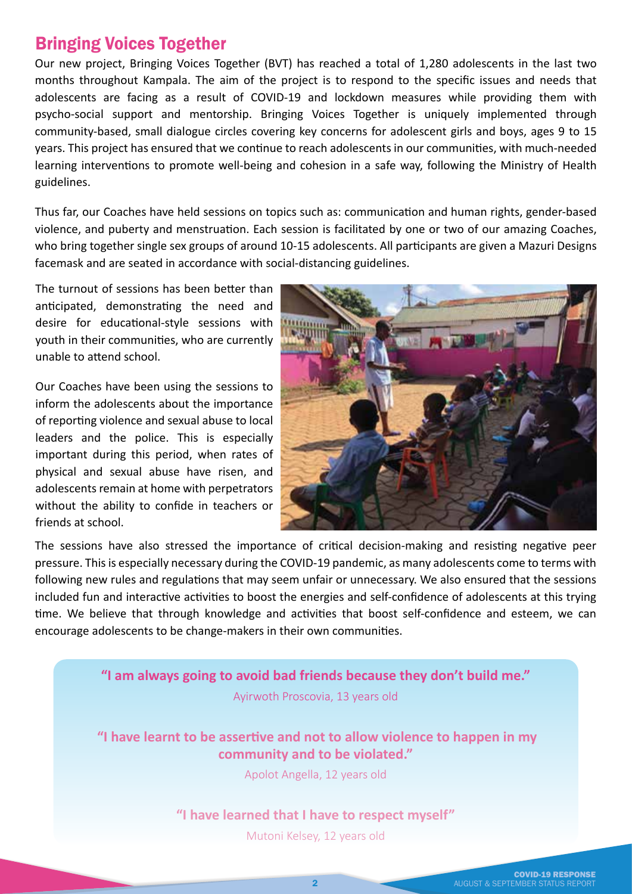## Bringing Voices Together

Our new project, Bringing Voices Together (BVT) has reached a total of 1,280 adolescents in the last two months throughout Kampala. The aim of the project is to respond to the specific issues and needs that adolescents are facing as a result of COVID-19 and lockdown measures while providing them with psycho-social support and mentorship. Bringing Voices Together is uniquely implemented through community-based, small dialogue circles covering key concerns for adolescent girls and boys, ages 9 to 15 years. This project has ensured that we continue to reach adolescents in our communities, with much-needed learning interventions to promote well-being and cohesion in a safe way, following the Ministry of Health guidelines.

Thus far, our Coaches have held sessions on topics such as: communication and human rights, gender-based violence, and puberty and menstruation. Each session is facilitated by one or two of our amazing Coaches, who bring together single sex groups of around 10-15 adolescents. All participants are given a Mazuri Designs facemask and are seated in accordance with social-distancing guidelines.

The turnout of sessions has been better than anticipated, demonstrating the need and desire for educational-style sessions with youth in their communities, who are currently unable to attend school.

Our Coaches have been using the sessions to inform the adolescents about the importance of reporting violence and sexual abuse to local leaders and the police. This is especially important during this period, when rates of physical and sexual abuse have risen, and adolescents remain at home with perpetrators without the ability to confide in teachers or friends at school.

The sessions have also stressed the importance of critical decision-making and resisting negative peer pressure. This is especially necessary during the COVID-19 pandemic, as many adolescents come to terms with following new rules and regulations that may seem unfair or unnecessary. We also ensured that the sessions included fun and interactive activities to boost the energies and self-confidence of adolescents at this trying time. We believe that through knowledge and activities that boost self-confidence and esteem, we can encourage adolescents to be change-makers in their own communities.

**"I am always going to avoid bad friends because they don't build me."**

Ayirwoth Proscovia, 13 years old

**"I have learnt to be assertive and not to allow violence to happen in my community and to be violated."**

Apolot Angella, 12 years old

**"I have learned that I have to respect myself"**

Mutoni Kelsey, 12 years old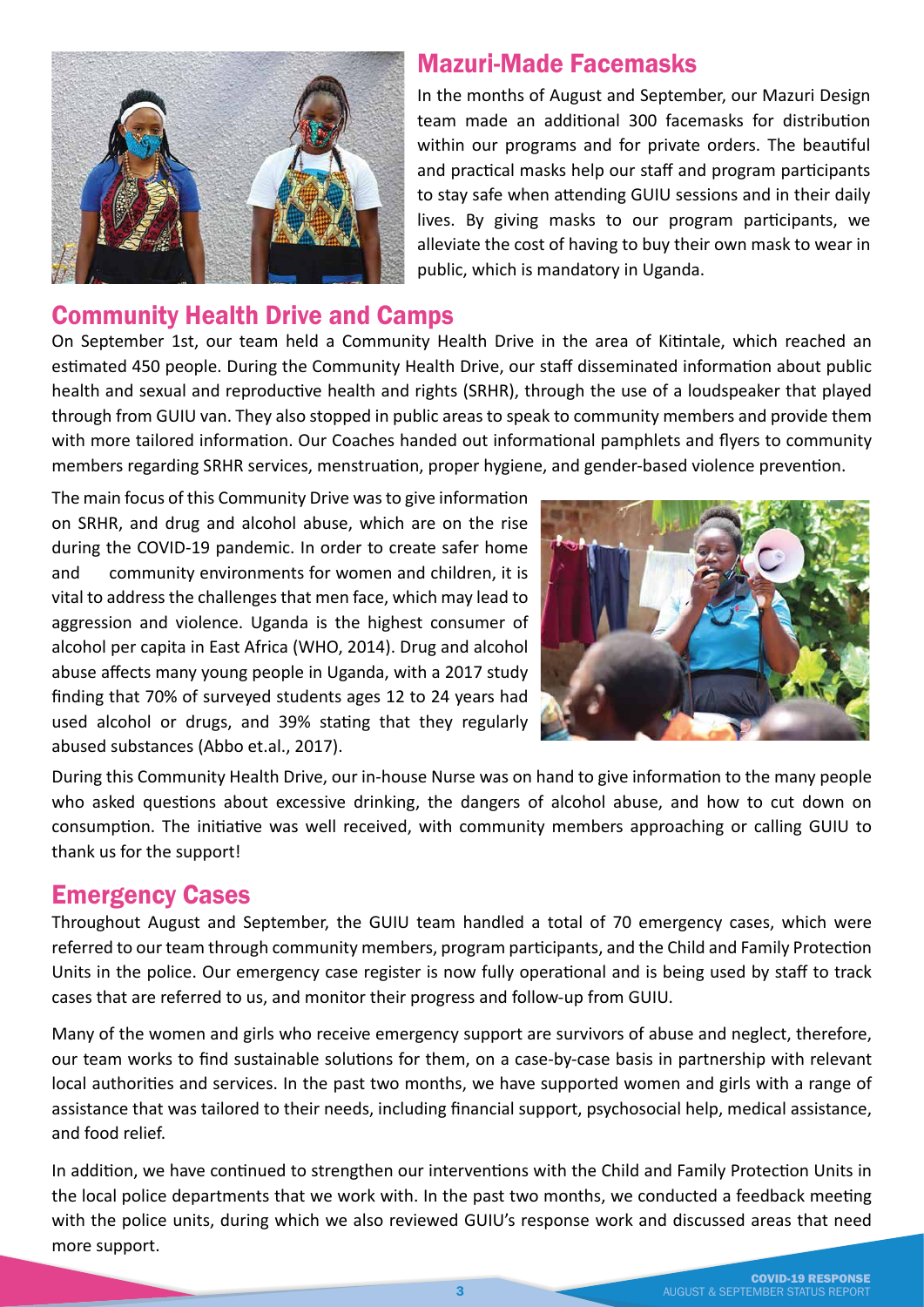## Mazuri-Made Facemasks

In the months of August and September, our Mazuri Design team made an additional 300 facemasks for distribution within our programs and for private orders. The beautiful and practical masks help our staff and program participants to stay safe when attending GUIU sessions and in their daily lives. By giving masks to our program participants, we alleviate the cost of having to buy their own mask to wear in public, which is mandatory in Uganda.

## Community Health Drive and Camps

On September 1st, our team held a Community Health Drive in the area of Kitintale, which reached an estimated 450 people. During the Community Health Drive, our staff disseminated information about public health and sexual and reproductive health and rights (SRHR), through the use of a loudspeaker that played through from GUIU van. They also stopped in public areas to speak to community members and provide them with more tailored information. Our Coaches handed out informational pamphlets and flyers to community members regarding SRHR services, menstruation, proper hygiene, and gender-based violence prevention.

The main focus of this Community Drive was to give information on SRHR, and drug and alcohol abuse, which are on the rise during the COVID-19 pandemic. In order to create safer home and community environments for women and children, it is vital to address the challenges that men face, which may lead to aggression and violence. Uganda is the highest consumer of alcohol per capita in East Africa (WHO, 2014). Drug and alcohol abuse affects many young people in Uganda, with a 2017 study finding that 70% of surveyed students ages 12 to 24 years had used alcohol or drugs, and 39% stating that they regularly abused substances (Abbo et.al., 2017).

During this Community Health Drive, our in-house Nurse was on hand to give information to the many people who asked questions about excessive drinking, the dangers of alcohol abuse, and how to cut down on consumption. The initiative was well received, with community members approaching or calling GUIU to thank us for the support!

## Emergency Cases

Throughout August and September, the GUIU team handled a total of 70 emergency cases, which were referred to our team through community members, program participants, and the Child and Family Protection Units in the police. Our emergency case register is now fully operational and is being used by staff to track cases that are referred to us, and monitor their progress and follow-up from GUIU.

Many of the women and girls who receive emergency support are survivors of abuse and neglect, therefore, our team works to find sustainable solutions for them, on a case-by-case basis in partnership with relevant local authorities and services. In the past two months, we have supported women and girls with a range of assistance that was tailored to their needs, including financial support, psychosocial help, medical assistance, and food relief.

In addition, we have continued to strengthen our interventions with the Child and Family Protection Units in the local police departments that we work with. In the past two months, we conducted a feedback meeting with the police units, during which we also reviewed GUIU's response work and discussed areas that need more support.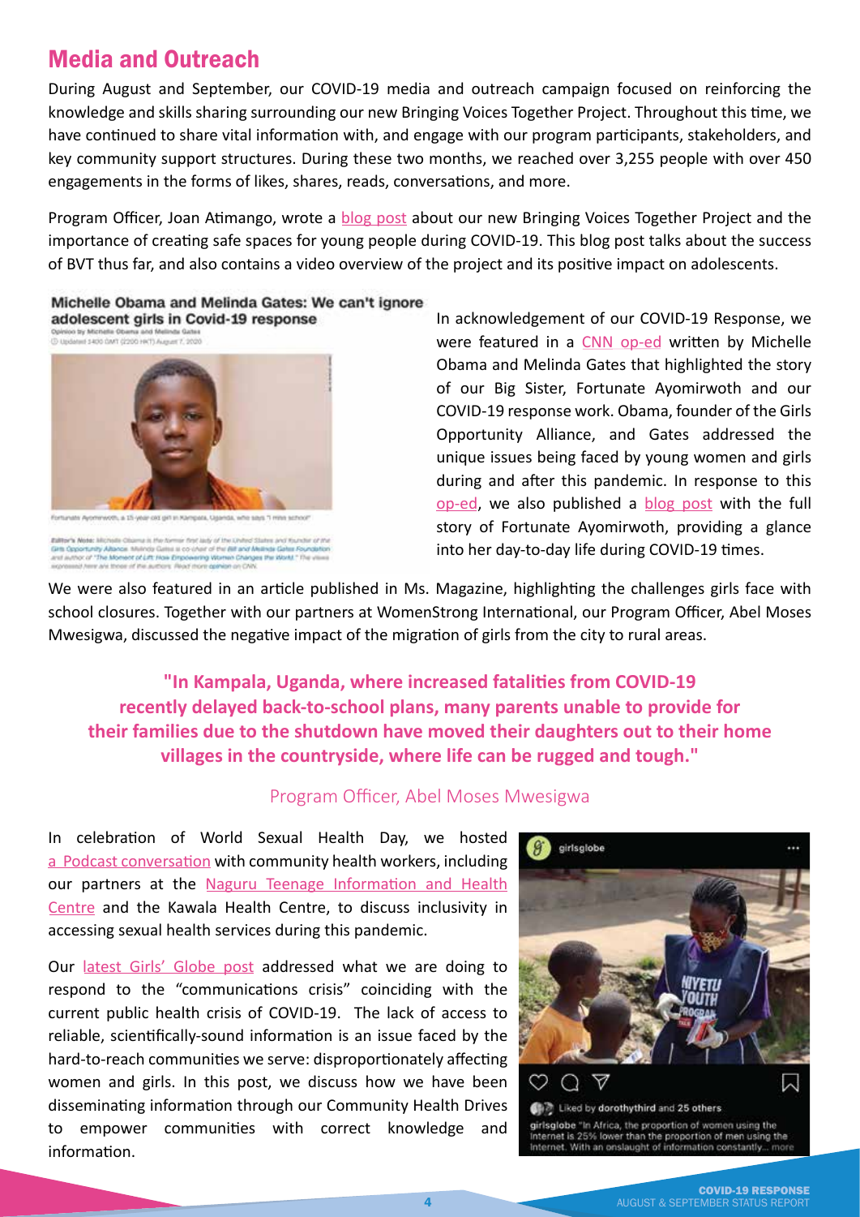## Media and Outreach

During August and September, our COVID-19 media and outreach campaign focused on reinforcing the knowledge and skills sharing surrounding our new Bringing Voices Together Project. Throughout this time, we have continued to share vital information with, and engage with our program participants, stakeholders, and key community support structures. During these two months, we reached over 3,255 people with over 450 engagements in the forms of likes, shares, reads, conversations, and more.

Program Officer, Joan Atimango, wrote a blog post about our new Bringing Voices Together Project and the importance of creating safe spaces for young people during COVID-19. This blog post talks about the success of BVT thus far, and also contains a video overview of the project and its positive impact on adolescents.

In acknowledgement of our COVID-19 Response, we were featured in a CNN op-ed written by Michelle Obama and Melinda Gates that highlighted the story of our Big Sister, Fortunate Ayomirwoth and our COVID-19 response work. Obama, founder of the Girls Opportunity Alliance, and Gates addressed the unique issues being faced by young women and girls during and after this pandemic. In response to this op-ed, we also published a blog post with the full story of Fortunate Ayomirwoth, providing a glance into her day-to-day life during COVID-19 times.

We were also featured in an article published in Ms. Magazine, highlighting the challenges girls face with school closures. Together with our partners at WomenStrong International, our Program Officer, Abel Moses Mwesigwa, discussed the negative impact of the migration of girls from the city to rural areas.

**"In Kampala, Uganda, where increased fatalities from COVID-19 recently delayed back-to-school plans, many parents unable to provide for their families due to the shutdown have moved their daughters out to their home villages in the countryside, where life can be rugged and tough."**

Program Officer, Abel Moses Mwesigwa

In celebration of World Sexual Health Day, we hosted a Podcast conversation with community health workers, including our partners at the Naguru Teenage Information and Health Centre and the Kawala Health Centre, to discuss inclusivity in accessing sexual health services during this pandemic.

Our latest Girls' Globe post addressed what we are doing to respond to the "communications crisis" coinciding with the current public health crisis of COVID-19. The lack of access to reliable, scientifically-sound information is an issue faced by the hard-to-reach communities we serve: disproportionately affecting women and girls. In this post, we discuss how we have been disseminating information through our Community Health Drives to empower communities with correct knowledge and information.